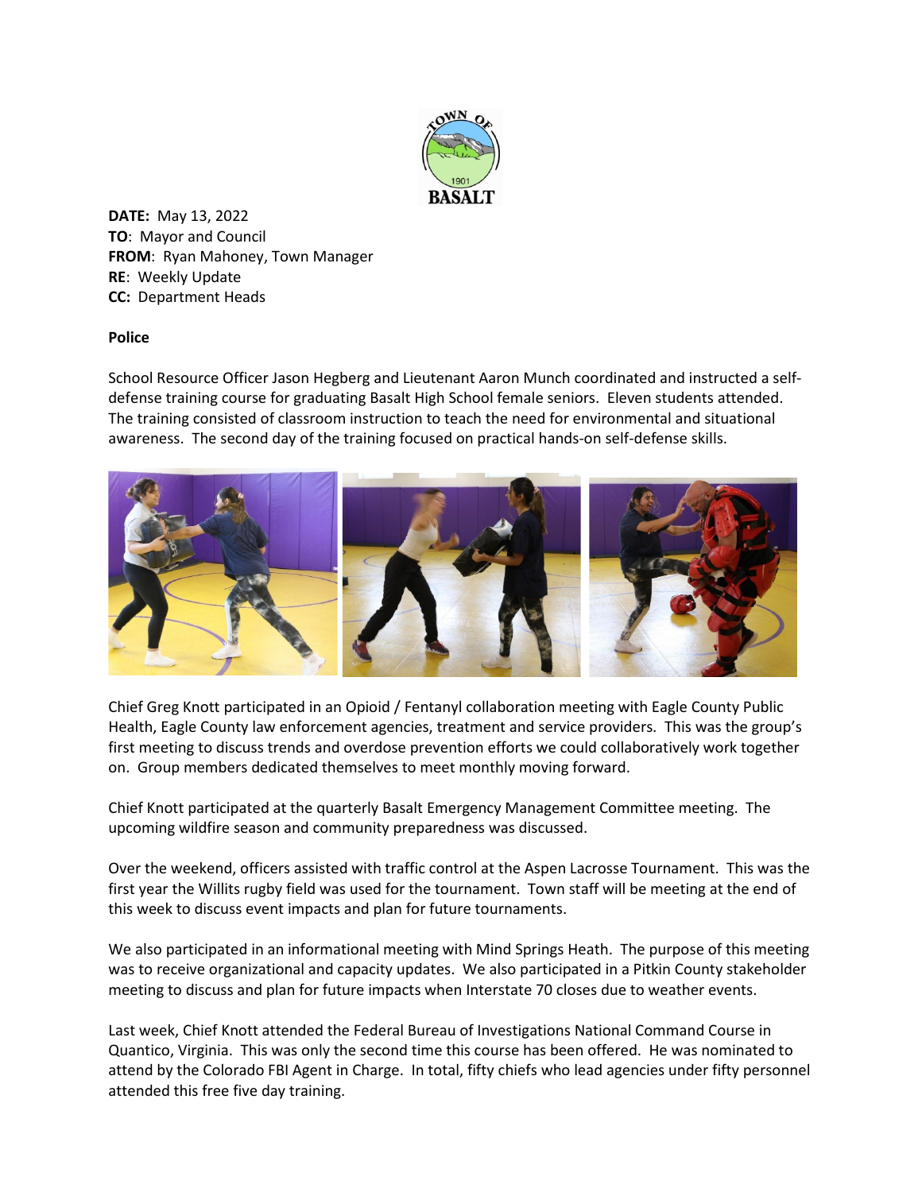**DATE:** May 13, 2022
**TO**: Mayor and Council
**FROM**: Ryan Mahoney, Town Manager
**RE**: Weekly Update
**CC:** Department Heads

**Police**

School Resource Officer Jason Hegberg and Lieutenant Aaron Munch coordinated and instructed a self-defense training course for graduating Basalt High School female seniors. Eleven students attended. The training consisted of classroom instruction to teach the need for environmental and situational awareness. The second day of the training focused on practical hands-on self-defense skills.

Chief Greg Knott participated in an Opioid / Fentanyl collaboration meeting with Eagle County Public Health, Eagle County law enforcement agencies, treatment and service providers. This was the group's first meeting to discuss trends and overdose prevention efforts we could collaboratively work together on. Group members dedicated themselves to meet monthly moving forward.

Chief Knott participated at the quarterly Basalt Emergency Management Committee meeting. The upcoming wildfire season and community preparedness was discussed.

Over the weekend, officers assisted with traffic control at the Aspen Lacrosse Tournament. This was the first year the Willits rugby field was used for the tournament. Town staff will be meeting at the end of this week to discuss event impacts and plan for future tournaments.

We also participated in an informational meeting with Mind Springs Heath. The purpose of this meeting was to receive organizational and capacity updates. We also participated in a Pitkin County stakeholder meeting to discuss and plan for future impacts when Interstate 70 closes due to weather events.

Last week, Chief Knott attended the Federal Bureau of Investigations National Command Course in Quantico, Virginia. This was only the second time this course has been offered. He was nominated to attend by the Colorado FBI Agent in Charge. In total, fifty chiefs who lead agencies under fifty personnel attended this free five day training.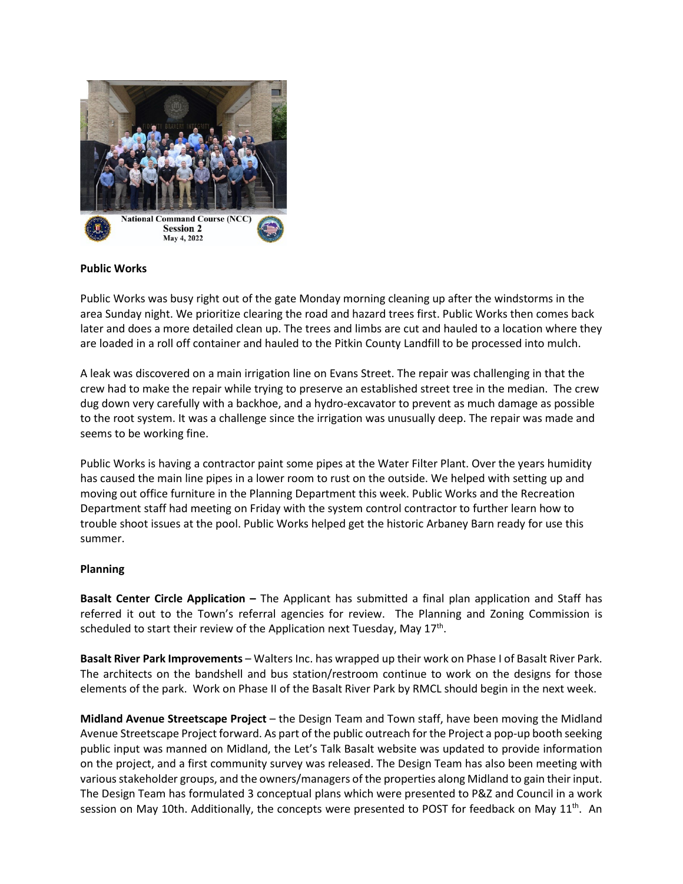National Command Course (NCC)
Session 2
May 4, 2022

**Public Works**

Public Works was busy right out of the gate Monday morning cleaning up after the windstorms in the area Sunday night. We prioritize clearing the road and hazard trees first. Public Works then comes back later and does a more detailed clean up. The trees and limbs are cut and hauled to a location where they are loaded in a roll off container and hauled to the Pitkin County Landfill to be processed into mulch.

A leak was discovered on a main irrigation line on Evans Street. The repair was challenging in that the crew had to make the repair while trying to preserve an established street tree in the median. The crew dug down very carefully with a backhoe, and a hydro-excavator to prevent as much damage as possible to the root system. It was a challenge since the irrigation was unusually deep. The repair was made and seems to be working fine.

Public Works is having a contractor paint some pipes at the Water Filter Plant. Over the years humidity has caused the main line pipes in a lower room to rust on the outside. We helped with setting up and moving out office furniture in the Planning Department this week. Public Works and the Recreation Department staff had meeting on Friday with the system control contractor to further learn how to trouble shoot issues at the pool. Public Works helped get the historic Arbaney Barn ready for use this summer.

**Planning**

**Basalt Center Circle Application –** The Applicant has submitted a final plan application and Staff has referred it out to the Town's referral agencies for review. The Planning and Zoning Commission is scheduled to start their review of the Application next Tuesday, May 17th.

**Basalt River Park Improvements** – Walters Inc. has wrapped up their work on Phase I of Basalt River Park. The architects on the bandshell and bus station/restroom continue to work on the designs for those elements of the park. Work on Phase II of the Basalt River Park by RMCL should begin in the next week.

**Midland Avenue Streetscape Project** – the Design Team and Town staff, have been moving the Midland Avenue Streetscape Project forward. As part of the public outreach for the Project a pop-up booth seeking public input was manned on Midland, the Let's Talk Basalt website was updated to provide information on the project, and a first community survey was released. The Design Team has also been meeting with various stakeholder groups, and the owners/managers of the properties along Midland to gain their input. The Design Team has formulated 3 conceptual plans which were presented to P&Z and Council in a work session on May 10th. Additionally, the concepts were presented to POST for feedback on May 11th. An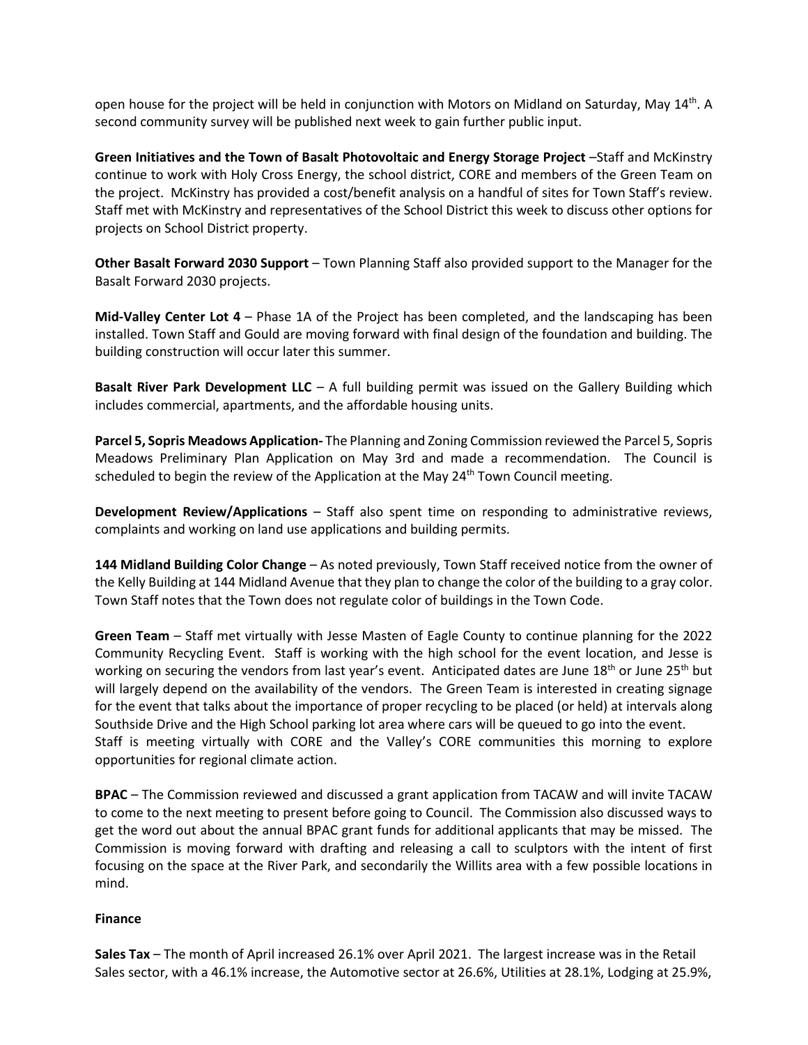open house for the project will be held in conjunction with Motors on Midland on Saturday, May 14th. A second community survey will be published next week to gain further public input.

**Green Initiatives and the Town of Basalt Photovoltaic and Energy Storage Project** –Staff and McKinstry continue to work with Holy Cross Energy, the school district, CORE and members of the Green Team on the project. McKinstry has provided a cost/benefit analysis on a handful of sites for Town Staff's review. Staff met with McKinstry and representatives of the School District this week to discuss other options for projects on School District property.

**Other Basalt Forward 2030 Support** – Town Planning Staff also provided support to the Manager for the Basalt Forward 2030 projects.

**Mid-Valley Center Lot 4** – Phase 1A of the Project has been completed, and the landscaping has been installed. Town Staff and Gould are moving forward with final design of the foundation and building. The building construction will occur later this summer.

**Basalt River Park Development LLC** – A full building permit was issued on the Gallery Building which includes commercial, apartments, and the affordable housing units.

**Parcel 5, Sopris Meadows Application-** The Planning and Zoning Commission reviewed the Parcel 5, Sopris Meadows Preliminary Plan Application on May 3rd and made a recommendation. The Council is scheduled to begin the review of the Application at the May 24th Town Council meeting.

**Development Review/Applications** – Staff also spent time on responding to administrative reviews, complaints and working on land use applications and building permits.

**144 Midland Building Color Change** – As noted previously, Town Staff received notice from the owner of the Kelly Building at 144 Midland Avenue that they plan to change the color of the building to a gray color. Town Staff notes that the Town does not regulate color of buildings in the Town Code.

**Green Team** – Staff met virtually with Jesse Masten of Eagle County to continue planning for the 2022 Community Recycling Event. Staff is working with the high school for the event location, and Jesse is working on securing the vendors from last year's event. Anticipated dates are June 18th or June 25th but will largely depend on the availability of the vendors. The Green Team is interested in creating signage for the event that talks about the importance of proper recycling to be placed (or held) at intervals along Southside Drive and the High School parking lot area where cars will be queued to go into the event.
Staff is meeting virtually with CORE and the Valley's CORE communities this morning to explore opportunities for regional climate action.

**BPAC** – The Commission reviewed and discussed a grant application from TACAW and will invite TACAW to come to the next meeting to present before going to Council. The Commission also discussed ways to get the word out about the annual BPAC grant funds for additional applicants that may be missed. The Commission is moving forward with drafting and releasing a call to sculptors with the intent of first focusing on the space at the River Park, and secondarily the Willits area with a few possible locations in mind.

**Finance**

**Sales Tax** – The month of April increased 26.1% over April 2021. The largest increase was in the Retail Sales sector, with a 46.1% increase, the Automotive sector at 26.6%, Utilities at 28.1%, Lodging at 25.9%,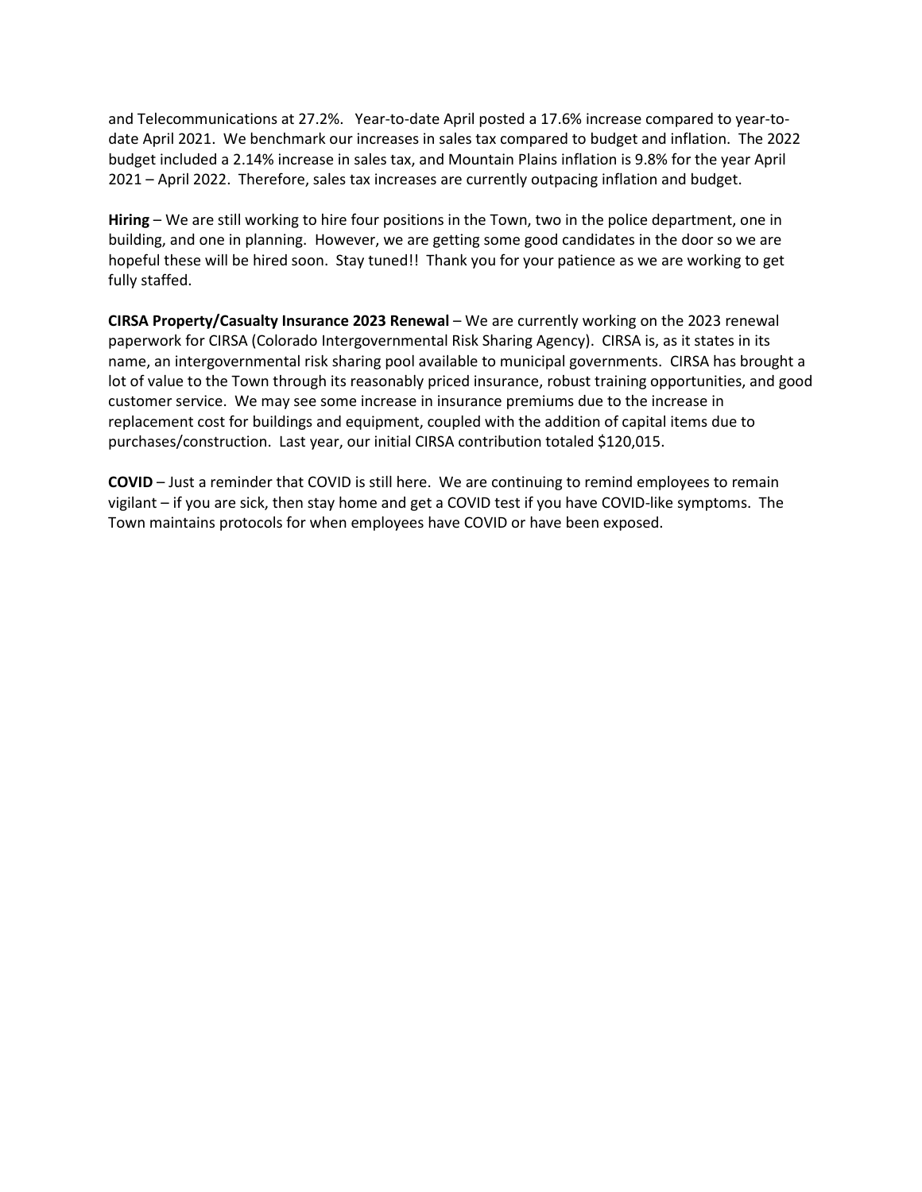and Telecommunications at 27.2%. Year-to-date April posted a 17.6% increase compared to year-to-date April 2021. We benchmark our increases in sales tax compared to budget and inflation. The 2022 budget included a 2.14% increase in sales tax, and Mountain Plains inflation is 9.8% for the year April 2021 – April 2022. Therefore, sales tax increases are currently outpacing inflation and budget.

**Hiring** – We are still working to hire four positions in the Town, two in the police department, one in building, and one in planning. However, we are getting some good candidates in the door so we are hopeful these will be hired soon. Stay tuned!! Thank you for your patience as we are working to get fully staffed.

**CIRSA Property/Casualty Insurance 2023 Renewal** – We are currently working on the 2023 renewal paperwork for CIRSA (Colorado Intergovernmental Risk Sharing Agency). CIRSA is, as it states in its name, an intergovernmental risk sharing pool available to municipal governments. CIRSA has brought a lot of value to the Town through its reasonably priced insurance, robust training opportunities, and good customer service. We may see some increase in insurance premiums due to the increase in replacement cost for buildings and equipment, coupled with the addition of capital items due to purchases/construction. Last year, our initial CIRSA contribution totaled $120,015.

**COVID** – Just a reminder that COVID is still here. We are continuing to remind employees to remain vigilant – if you are sick, then stay home and get a COVID test if you have COVID-like symptoms. The Town maintains protocols for when employees have COVID or have been exposed.